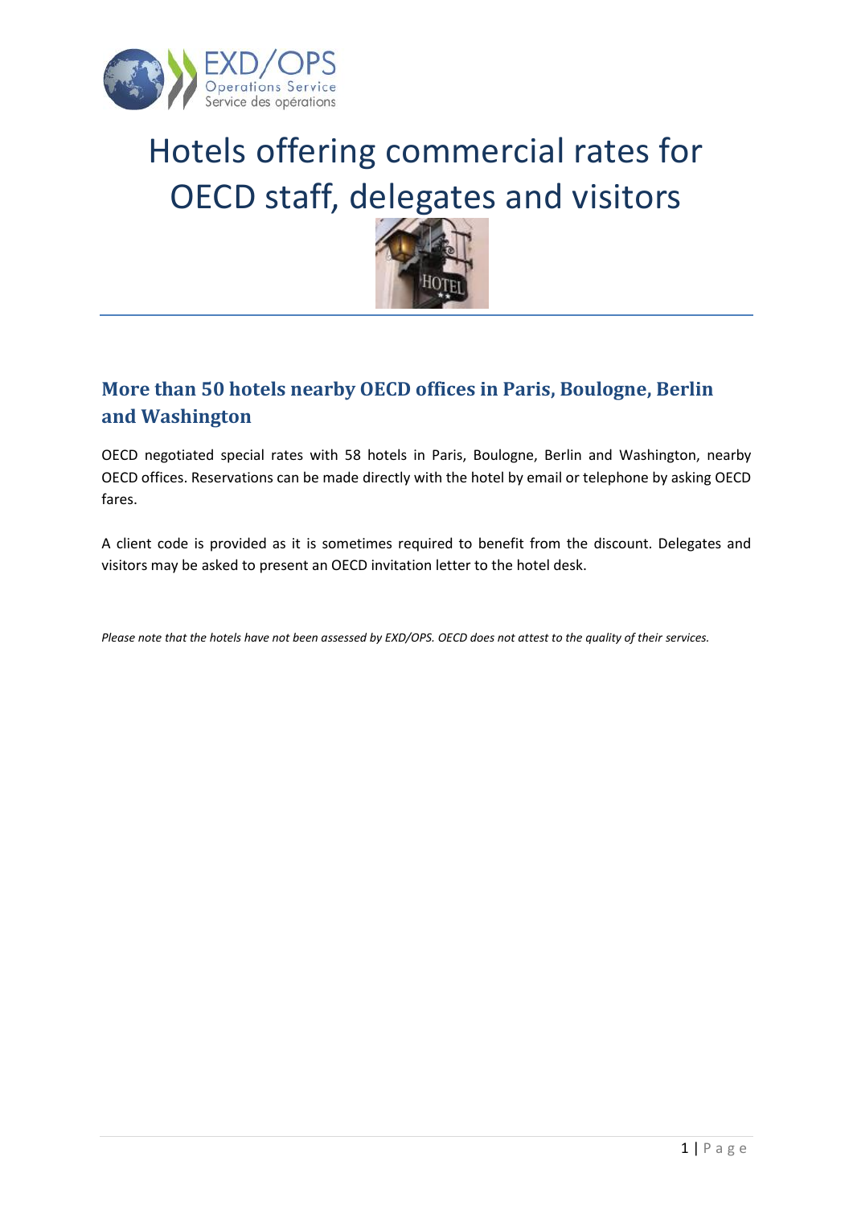# Hotels offering commercial rates for OECD staff, delegates and visitors

## More than 50 hotels nearby OECD offices in Paris, Boulogne, Berlin and Washington

OECD negotiated special rates with 58 hotels in Paris, Boulogne, Berlin and Washington, nearby OECD offices. Reservations can be made directly with the hotel by email or telephone by asking OECD fares.

A client code is provided as it is sometimes required to benefit from the discount. Delegates and visitors may be asked to present an OECD invitation letter to the hotel desk.

*Please note that the hotels have not been assessed by EXD/OPS. OECD does not attest to the quality of their services.*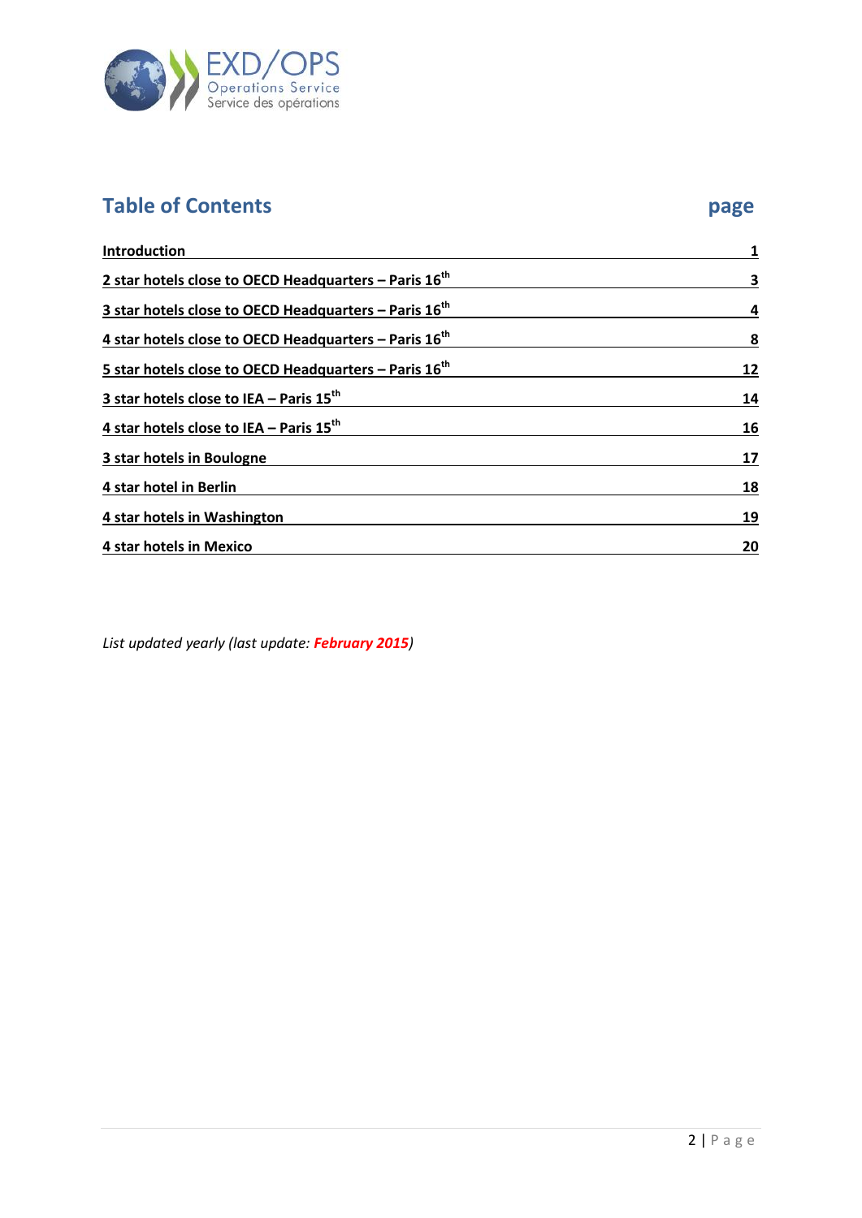## Table of Contents

| | page |
|---|---|
| **Introduction** | **1** |
| **2 star hotels close to OECD Headquarters – Paris 16th** | **3** |
| **3 star hotels close to OECD Headquarters – Paris 16th** | **4** |
| **4 star hotels close to OECD Headquarters – Paris 16th** | **8** |
| **5 star hotels close to OECD Headquarters – Paris 16th** | **12** |
| **3 star hotels close to IEA – Paris 15th** | **14** |
| **4 star hotels close to IEA – Paris 15th** | **16** |
| **3 star hotels in Boulogne** | **17** |
| **4 star hotel in Berlin** | **18** |
| **4 star hotels in Washington** | **19** |
| **4 star hotels in Mexico** | **20** |

*List updated yearly (last update: **February 2015**)*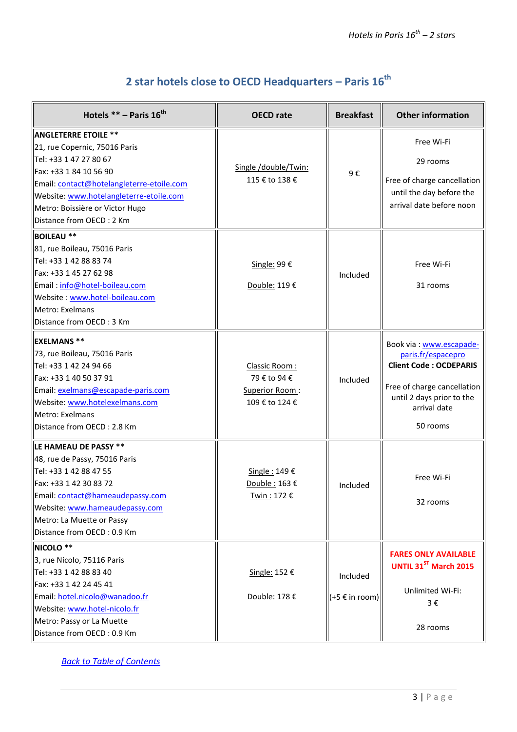## 2 star hotels close to OECD Headquarters – Paris 16th

| Hotels ** – Paris 16th | OECD rate | Breakfast | Other information |
|---|---|---|---|
| **ANGLETERRE ETOILE** ** <br>21, rue Copernic, 75016 Paris<br>Tel: +33 1 47 27 80 67<br>Fax: +33 1 84 10 56 90<br>Email: contact@hotelangleterre-etoile.com<br>Website: www.hotelangleterre-etoile.com<br>Metro: Boissière or Victor Hugo<br>Distance from OECD : 2 Km | Single /double/Twin:<br>115 € to 138 € | 9 € | Free Wi-Fi<br>29 rooms<br>Free of charge cancellation until the day before the arrival date before noon |
| **BOILEAU** ** <br>81, rue Boileau, 75016 Paris<br>Tel: +33 1 42 88 83 74<br>Fax: +33 1 45 27 62 98<br>Email : info@hotel-boileau.com<br>Website : www.hotel-boileau.com<br>Metro: Exelmans<br>Distance from OECD : 3 Km | Single: 99 €<br>Double: 119 € | Included | Free Wi-Fi<br>31 rooms |
| **EXELMANS** ** <br>73, rue Boileau, 75016 Paris<br>Tel: +33 1 42 24 94 66<br>Fax: +33 1 40 50 37 91<br>Email: exelmans@escapade-paris.com<br>Website: www.hotelexelmans.com<br>Metro: Exelmans<br>Distance from OECD : 2.8 Km | Classic Room :<br>79 € to 94 €<br>Superior Room :<br>109 € to 124 € | Included | Book via : www.escapade-paris.fr/espacepro<br>**Client Code : OCDEPARIS**<br>Free of charge cancellation until 2 days prior to the arrival date<br>50 rooms |
| **LE HAMEAU DE PASSY** ** <br>48, rue de Passy, 75016 Paris<br>Tel: +33 1 42 88 47 55<br>Fax: +33 1 42 30 83 72<br>Email: contact@hameaudepassy.com<br>Website: www.hameaudepassy.com<br>Metro: La Muette or Passy<br>Distance from OECD : 0.9 Km | Single : 149 €<br>Double : 163 €<br>Twin : 172 € | Included | Free Wi-Fi<br>32 rooms |
| **NICOLO** ** <br>3, rue Nicolo, 75116 Paris<br>Tel: +33 1 42 88 83 40<br>Fax: +33 1 42 24 45 41<br>Email: hotel.nicolo@wanadoo.fr<br>Website: www.hotel-nicolo.fr<br>Metro: Passy or La Muette<br>Distance from OECD : 0.9 Km | Single: 152 €<br>Double: 178 € | Included<br>(+5 € in room) | **FARES ONLY AVAILABLE UNTIL 31ST March 2015**<br>Unlimited Wi-Fi:<br>3 €<br>28 rooms |

*Back to Table of Contents*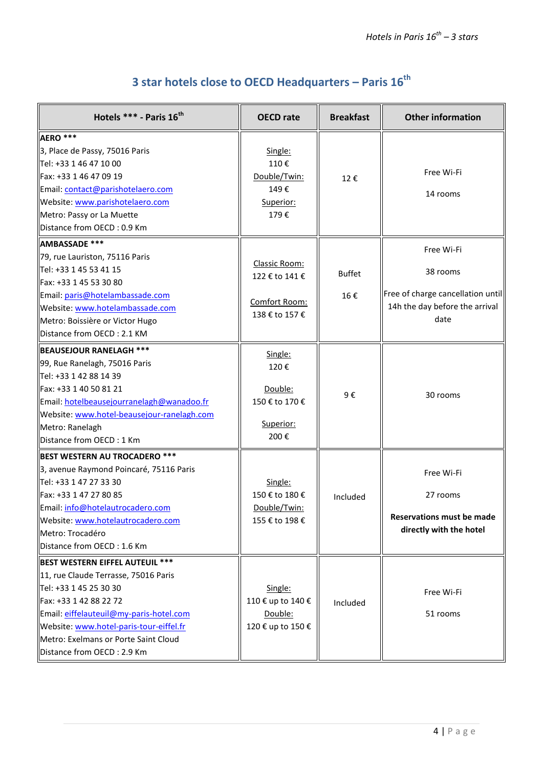## 3 star hotels close to OECD Headquarters – Paris 16th

| Hotels *** - Paris 16th | OECD rate | Breakfast | Other information |
|---|---|---|---|
| **AERO ***** <br>3, Place de Passy, 75016 Paris<br>Tel: +33 1 46 47 10 00<br>Fax: +33 1 46 47 09 19<br>Email: contact@parishotelaero.com<br>Website: www.parishotelaero.com<br>Metro: Passy or La Muette<br>Distance from OECD : 0.9 Km | Single:<br>110 €<br>Double/Twin:<br>149 €<br>Superior:<br>179 € | 12 € | Free Wi-Fi<br><br>14 rooms |
| **AMBASSADE ***** <br>79, rue Lauriston, 75116 Paris<br>Tel: +33 1 45 53 41 15<br>Fax: +33 1 45 53 30 80<br>Email: paris@hotelambassade.com<br>Website: www.hotelambassade.com<br>Metro: Boissière or Victor Hugo<br>Distance from OECD : 2.1 KM | Classic Room:<br>122 € to 141 €<br><br>Comfort Room:<br>138 € to 157 € | Buffet<br><br>16 € | Free Wi-Fi<br><br>38 rooms<br><br>Free of charge cancellation until 14h the day before the arrival date |
| **BEAUSEJOUR RANELAGH ***** <br>99, Rue Ranelagh, 75016 Paris<br>Tel: +33 1 42 88 14 39<br>Fax: +33 1 40 50 81 21<br>Email: hotelbeausejourranelagh@wanadoo.fr<br>Website: www.hotel-beausejour-ranelagh.com<br>Metro: Ranelagh<br>Distance from OECD : 1 Km | Single:<br>120 €<br><br>Double:<br>150 € to 170 €<br><br>Superior:<br>200 € | 9 € | 30 rooms |
| **BEST WESTERN AU TROCADERO ***** <br>3, avenue Raymond Poincaré, 75116 Paris<br>Tel: +33 1 47 27 33 30<br>Fax: +33 1 47 27 80 85<br>Email: info@hotelautrocadero.com<br>Website: www.hotelautrocadero.com<br>Metro: Trocadéro<br>Distance from OECD : 1.6 Km | Single:<br>150 € to 180 €<br>Double/Twin:<br>155 € to 198 € | Included | Free Wi-Fi<br><br>27 rooms<br><br>**Reservations must be made directly with the hotel** |
| **BEST WESTERN EIFFEL AUTEUIL ***** <br>11, rue Claude Terrasse, 75016 Paris<br>Tel: +33 1 45 25 30 30<br>Fax: +33 1 42 88 22 72<br>Email: eiffelauteuil@my-paris-hotel.com<br>Website: www.hotel-paris-tour-eiffel.fr<br>Metro: Exelmans or Porte Saint Cloud<br>Distance from OECD : 2.9 Km | Single:<br>110 € up to 140 €<br>Double:<br>120 € up to 150 € | Included | Free Wi-Fi<br><br>51 rooms |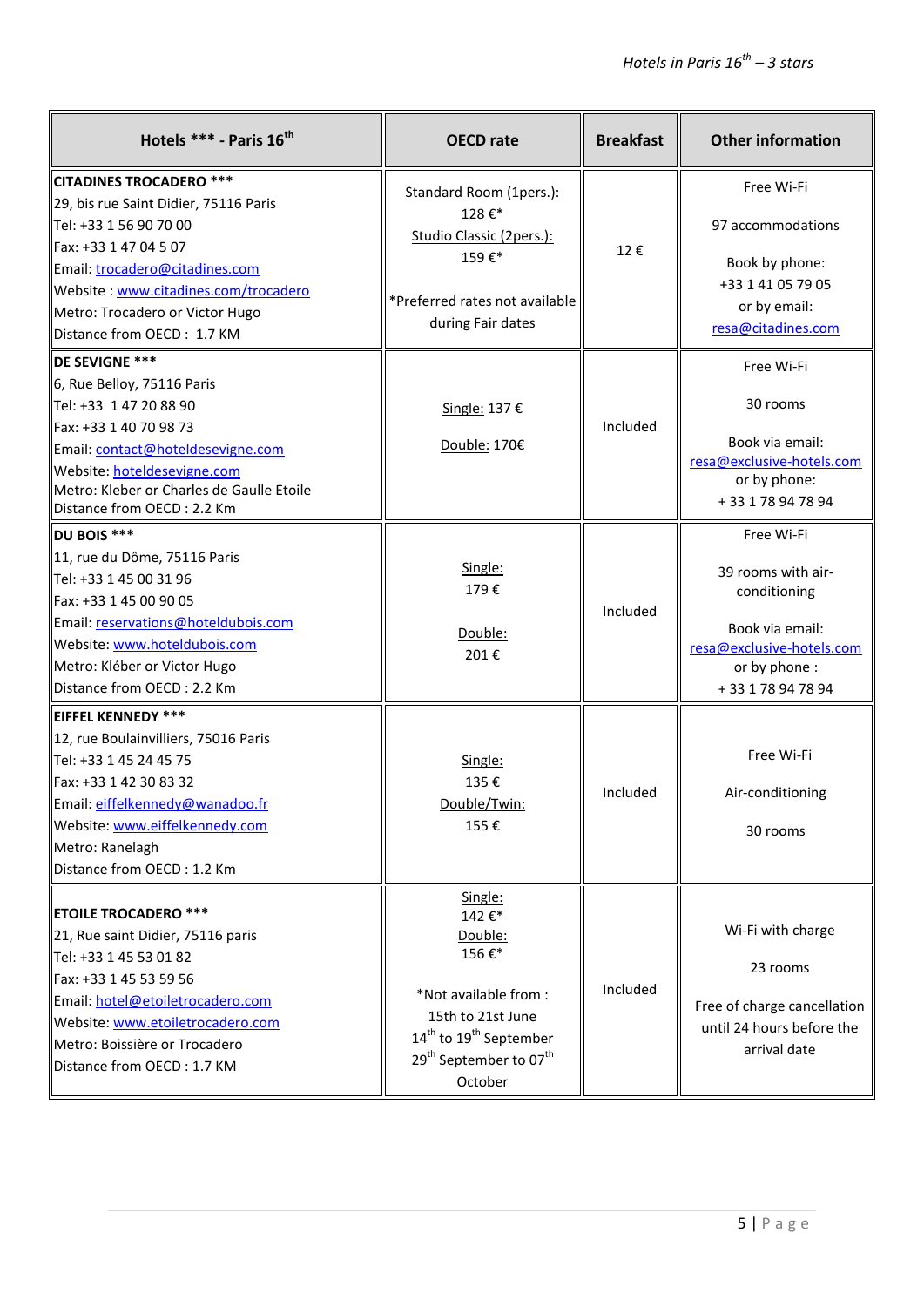| Hotels *** - Paris 16th | OECD rate | Breakfast | Other information |
|---|---|---|---|
| **CITADINES TROCADERO ***** <br> 29, bis rue Saint Didier, 75116 Paris <br> Tel: +33 1 56 90 70 00 <br> Fax: +33 1 47 04 5 07 <br> Email: trocadero@citadines.com <br> Website : www.citadines.com/trocadero <br> Metro: Trocadero or Victor Hugo <br> Distance from OECD : 1.7 KM | Standard Room (1pers.): <br> 128 €* <br> Studio Classic (2pers.): <br> 159 €* <br><br> *Preferred rates not available during Fair dates | 12 € | Free Wi-Fi <br><br> 97 accommodations <br><br> Book by phone: <br> +33 1 41 05 79 05 <br> or by email: <br> resa@citadines.com |
| **DE SEVIGNE ***** <br> 6, Rue Belloy, 75116 Paris <br> Tel: +33 1 47 20 88 90 <br> Fax: +33 1 40 70 98 73 <br> Email: contact@hoteldesevigne.com <br> Website: hoteldesevigne.com <br> Metro: Kleber or Charles de Gaulle Etoile <br> Distance from OECD : 2.2 Km | Single: 137 € <br><br> Double: 170€ | Included | Free Wi-Fi <br><br> 30 rooms <br><br> Book via email: <br> resa@exclusive-hotels.com <br> or by phone: <br> + 33 1 78 94 78 94 |
| **DU BOIS ***** <br> 11, rue du Dôme, 75116 Paris <br> Tel: +33 1 45 00 31 96 <br> Fax: +33 1 45 00 90 05 <br> Email: reservations@hoteldubois.com <br> Website: www.hoteldubois.com <br> Metro: Kléber or Victor Hugo <br> Distance from OECD : 2.2 Km | Single: <br> 179 € <br><br> Double: <br> 201 € | Included | Free Wi-Fi <br><br> 39 rooms with air-conditioning <br><br> Book via email: <br> resa@exclusive-hotels.com <br> or by phone : <br> + 33 1 78 94 78 94 |
| **EIFFEL KENNEDY ***** <br> 12, rue Boulainvilliers, 75016 Paris <br> Tel: +33 1 45 24 45 75 <br> Fax: +33 1 42 30 83 32 <br> Email: eiffelkennedy@wanadoo.fr <br> Website: www.eiffelkennedy.com <br> Metro: Ranelagh <br> Distance from OECD : 1.2 Km | Single: <br> 135 € <br> Double/Twin: <br> 155 € | Included | Free Wi-Fi <br><br> Air-conditioning <br><br> 30 rooms |
| **ETOILE TROCADERO ***** <br> 21, Rue saint Didier, 75116 paris <br> Tel: +33 1 45 53 01 82 <br> Fax: +33 1 45 53 59 56 <br> Email: hotel@etoiletrocadero.com <br> Website: www.etoiletrocadero.com <br> Metro: Boissière or Trocadero <br> Distance from OECD : 1.7 KM | Single: <br> 142 €* <br> Double: <br> 156 €* <br><br> *Not available from : <br> 15th to 21st June <br> 14th to 19th September <br> 29th September to 07th October | Included | Wi-Fi with charge <br><br> 23 rooms <br><br> Free of charge cancellation until 24 hours before the arrival date |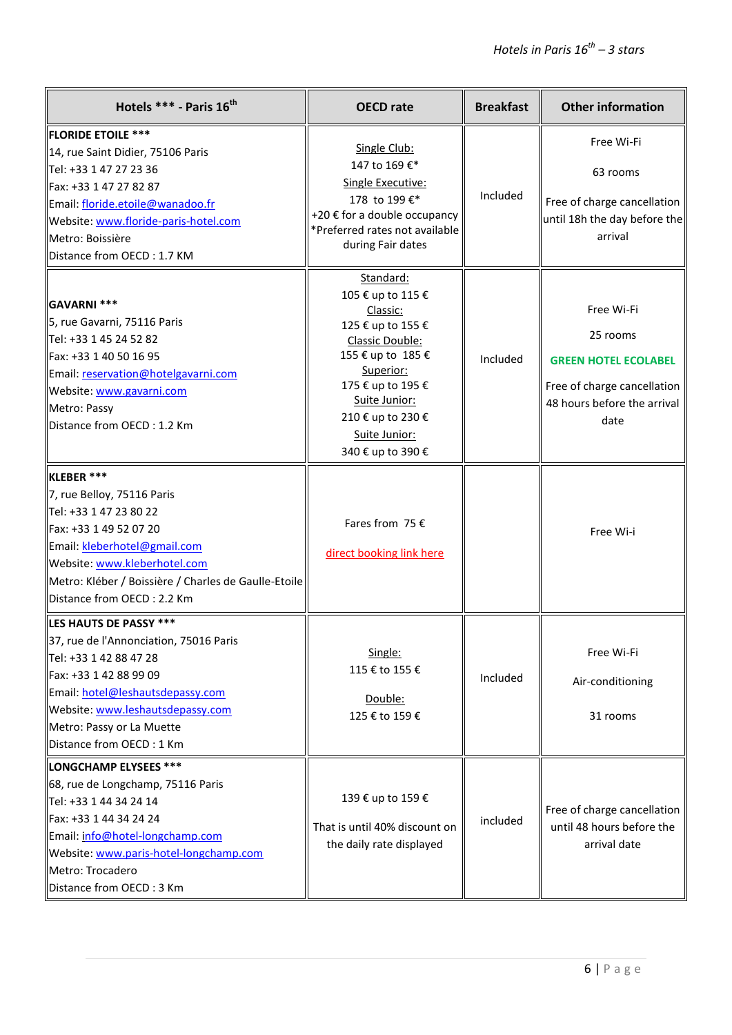| Hotels *** - Paris 16th | OECD rate | Breakfast | Other information |
|---|---|---|---|
| **FLORIDE ETOILE ***** <br>14, rue Saint Didier, 75106 Paris<br>Tel: +33 1 47 27 23 36<br>Fax: +33 1 47 27 82 87<br>Email: floride.etoile@wanadoo.fr<br>Website: www.floride-paris-hotel.com<br>Metro: Boissière<br>Distance from OECD : 1.7 KM | Single Club:<br>147 to 169 €*<br>Single Executive:<br>178 to 199 €*<br>+20 € for a double occupancy<br>*Preferred rates not available during Fair dates | Included | Free Wi-Fi<br><br>63 rooms<br><br>Free of charge cancellation until 18h the day before the arrival |
| **GAVARNI ***** <br>5, rue Gavarni, 75116 Paris<br>Tel: +33 1 45 24 52 82<br>Fax: +33 1 40 50 16 95<br>Email: reservation@hotelgavarni.com<br>Website: www.gavarni.com<br>Metro: Passy<br>Distance from OECD : 1.2 Km | Standard:<br>105 € up to 115 €<br>Classic:<br>125 € up to 155 €<br>Classic Double:<br>155 € up to 185 €<br>Superior:<br>175 € up to 195 €<br>Suite Junior:<br>210 € up to 230 €<br>Suite Junior:<br>340 € up to 390 € | Included | Free Wi-Fi<br><br>25 rooms<br><br>**GREEN HOTEL ECOLABEL**<br><br>Free of charge cancellation 48 hours before the arrival date |
| **KLEBER ***** <br>7, rue Belloy, 75116 Paris<br>Tel: +33 1 47 23 80 22<br>Fax: +33 1 49 52 07 20<br>Email: kleberhotel@gmail.com<br>Website: www.kleberhotel.com<br>Metro: Kléber / Boissière / Charles de Gaulle-Etoile<br>Distance from OECD : 2.2 Km | Fares from 75 €<br><br>direct booking link here | | Free Wi-i |
| **LES HAUTS DE PASSY ***** <br>37, rue de l'Annonciation, 75016 Paris<br>Tel: +33 1 42 88 47 28<br>Fax: +33 1 42 88 99 09<br>Email: hotel@leshautsdepassy.com<br>Website: www.leshautsdepassy.com<br>Metro: Passy or La Muette<br>Distance from OECD : 1 Km | Single:<br>115 € to 155 €<br><br>Double:<br>125 € to 159 € | Included | Free Wi-Fi<br><br>Air-conditioning<br><br>31 rooms |
| **LONGCHAMP ELYSEES ***** <br>68, rue de Longchamp, 75116 Paris<br>Tel: +33 1 44 34 24 14<br>Fax: +33 1 44 34 24 24<br>Email: info@hotel-longchamp.com<br>Website: www.paris-hotel-longchamp.com<br>Metro: Trocadero<br>Distance from OECD : 3 Km | 139 € up to 159 €<br><br>That is until 40% discount on the daily rate displayed | included | Free of charge cancellation until 48 hours before the arrival date |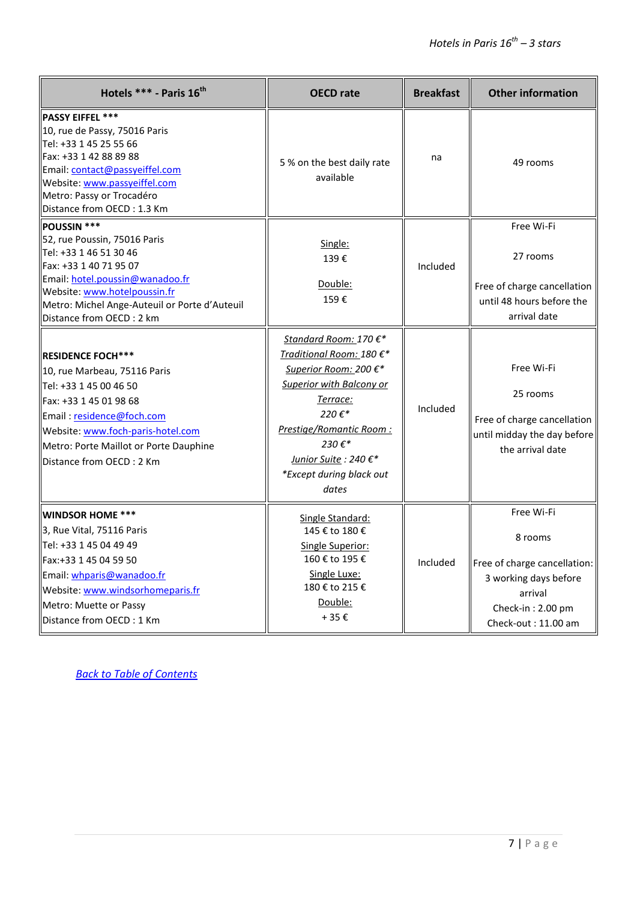| Hotels *** - Paris 16th | OECD rate | Breakfast | Other information |
|---|---|---|---|
| **PASSY EIFFEL *****<br>10, rue de Passy, 75016 Paris<br>Tel: +33 1 45 25 55 66<br>Fax: +33 1 42 88 89 88<br>Email: contact@passyeiffel.com<br>Website: www.passyeiffel.com<br>Metro: Passy or Trocadéro<br>Distance from OECD : 1.3 Km | 5 % on the best daily rate available | na | 49 rooms |
| **POUSSIN *****<br>52, rue Poussin, 75016 Paris<br>Tel: +33 1 46 51 30 46<br>Fax: +33 1 40 71 95 07<br>Email: hotel.poussin@wanadoo.fr<br>Website: www.hotelpoussin.fr<br>Metro: Michel Ange-Auteuil or Porte d'Auteuil<br>Distance from OECD : 2 km | Single:<br>139 €<br><br>Double:<br>159 € | Included | Free Wi-Fi<br><br>27 rooms<br><br>Free of charge cancellation until 48 hours before the arrival date |
| **RESIDENCE FOCH*****<br>10, rue Marbeau, 75116 Paris<br>Tel: +33 1 45 00 46 50<br>Fax: +33 1 45 01 98 68<br>Email : residence@foch.com<br>Website: www.foch-paris-hotel.com<br>Metro: Porte Maillot or Porte Dauphine<br>Distance from OECD : 2 Km | *Standard Room: 170 €**<br>*Traditional Room: 180 €**<br>*Superior Room: 200 €**<br>*Superior with Balcony or Terrace:*<br>*220 €**<br>*Prestige/Romantic Room :*<br>*230 €**<br>*Junior Suite : 240 €**<br>**Except during black out dates* | Included | Free Wi-Fi<br><br>25 rooms<br><br>Free of charge cancellation until midday the day before the arrival date |
| **WINDSOR HOME *****<br>3, Rue Vital, 75116 Paris<br>Tel: +33 1 45 04 49 49<br>Fax:+33 1 45 04 59 50<br>Email: whparis@wanadoo.fr<br>Website: www.windsorhomeparis.fr<br>Metro: Muette or Passy<br>Distance from OECD : 1 Km | Single Standard:<br>145 € to 180 €<br>Single Superior:<br>160 € to 195 €<br>Single Luxe:<br>180 € to 215 €<br>Double:<br>+ 35 € | Included | Free Wi-Fi<br><br>8 rooms<br><br>Free of charge cancellation: 3 working days before arrival<br>Check-in : 2.00 pm<br>Check-out : 11.00 am |

*Back to Table of Contents*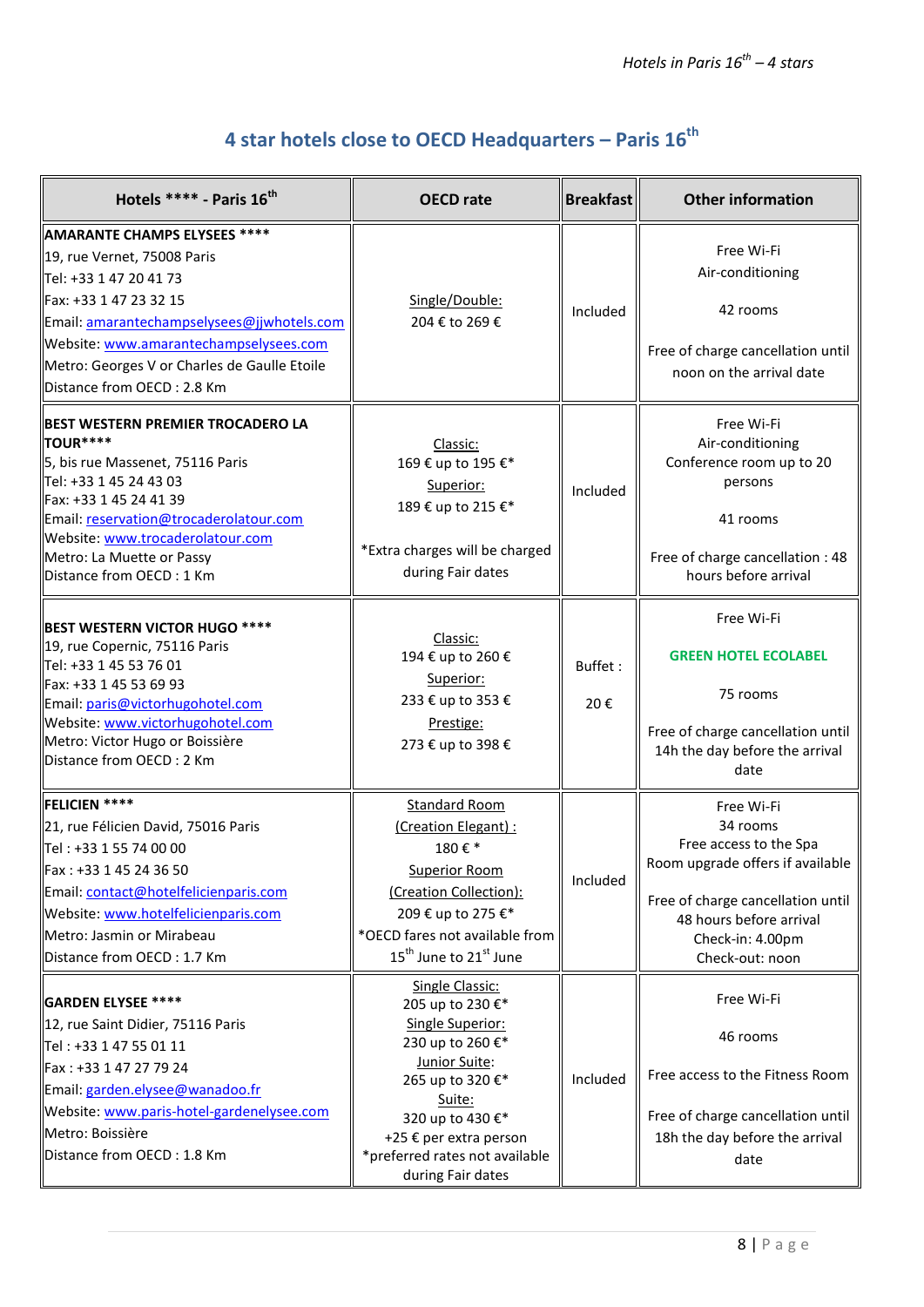## 4 star hotels close to OECD Headquarters – Paris 16th

| Hotels **** - Paris 16th | OECD rate | Breakfast | Other information |
|---|---|---|---|
| **AMARANTE CHAMPS ELYSEES ****** <br>19, rue Vernet, 75008 Paris<br>Tel: +33 1 47 20 41 73<br>Fax: +33 1 47 23 32 15<br>Email: amarantechampselysees@jjwhotels.com<br>Website: www.amarantechampselysees.com<br>Metro: Georges V or Charles de Gaulle Etoile<br>Distance from OECD : 2.8 Km | Single/Double:<br>204 € to 269 € | Included | Free Wi-Fi<br>Air-conditioning<br><br>42 rooms<br><br>Free of charge cancellation until noon on the arrival date |
| **BEST WESTERN PREMIER TROCADERO LA TOUR****** <br>5, bis rue Massenet, 75116 Paris<br>Tel: +33 1 45 24 43 03<br>Fax: +33 1 45 24 41 39<br>Email: reservation@trocaderolatour.com<br>Website: www.trocaderolatour.com<br>Metro: La Muette or Passy<br>Distance from OECD : 1 Km | Classic:<br>169 € up to 195 €*<br>Superior:<br>189 € up to 215 €*<br><br>*Extra charges will be charged during Fair dates | Included | Free Wi-Fi<br>Air-conditioning<br>Conference room up to 20 persons<br><br>41 rooms<br><br>Free of charge cancellation : 48 hours before arrival |
| **BEST WESTERN VICTOR HUGO ****** <br>19, rue Copernic, 75116 Paris<br>Tel: +33 1 45 53 76 01<br>Fax: +33 1 45 53 69 93<br>Email: paris@victorhugohotel.com<br>Website: www.victorhugohotel.com<br>Metro: Victor Hugo or Boissière<br>Distance from OECD : 2 Km | Classic:<br>194 € up to 260 €<br>Superior:<br>233 € up to 353 €<br>Prestige:<br>273 € up to 398 € | Buffet :<br><br>20 € | Free Wi-Fi<br><br>**GREEN HOTEL ECOLABEL**<br><br>75 rooms<br><br>Free of charge cancellation until 14h the day before the arrival date |
| **FELICIEN ****** <br>21, rue Félicien David, 75016 Paris<br>Tel : +33 1 55 74 00 00<br>Fax : +33 1 45 24 36 50<br>Email: contact@hotelfelicienparis.com<br>Website: www.hotelfelicienparis.com<br>Metro: Jasmin or Mirabeau<br>Distance from OECD : 1.7 Km | Standard Room<br>(Creation Elegant) :<br>180 € *<br>Superior Room<br>(Creation Collection):<br>209 € up to 275 €*<br>*OECD fares not available from 15th June to 21st June | Included | Free Wi-Fi<br>34 rooms<br>Free access to the Spa<br>Room upgrade offers if available<br><br>Free of charge cancellation until 48 hours before arrival<br>Check-in: 4.00pm<br>Check-out: noon |
| **GARDEN ELYSEE ****** <br>12, rue Saint Didier, 75116 Paris<br>Tel : +33 1 47 55 01 11<br>Fax : +33 1 47 27 79 24<br>Email: garden.elysee@wanadoo.fr<br>Website: www.paris-hotel-gardenelysee.com<br>Metro: Boissière<br>Distance from OECD : 1.8 Km | Single Classic:<br>205 up to 230 €*<br>Single Superior:<br>230 up to 260 €*<br>Junior Suite:<br>265 up to 320 €*<br>Suite:<br>320 up to 430 €*<br>+25 € per extra person<br>*preferred rates not available during Fair dates | Included | Free Wi-Fi<br><br>46 rooms<br><br>Free access to the Fitness Room<br><br>Free of charge cancellation until 18h the day before the arrival date |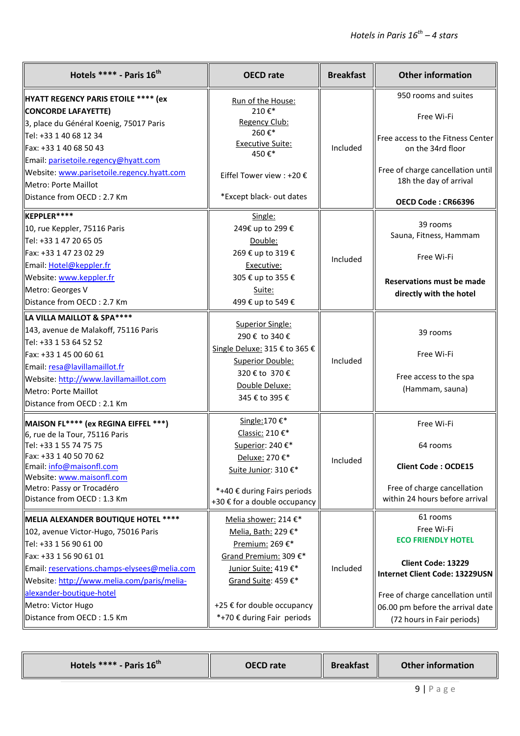| Hotels **** - Paris 16th | OECD rate | Breakfast | Other information |
| --- | --- | --- | --- |
| **HYATT REGENCY PARIS ETOILE **** (ex CONCORDE LAFAYETTE)**<br>3, place du Général Koenig, 75017 Paris<br>Tel: +33 1 40 68 12 34<br>Fax: +33 1 40 68 50 43<br>Email: parisetoile.regency@hyatt.com<br>Website: www.parisetoile.regency.hyatt.com<br>Metro: Porte Maillot<br>Distance from OECD : 2.7 Km | Run of the House:<br>210 €*<br>Regency Club:<br>260 €*<br>Executive Suite:<br>450 €*<br><br>Eiffel Tower view : +20 €<br><br>*Except black- out dates | Included | 950 rooms and suites<br><br>Free Wi-Fi<br><br>Free access to the Fitness Center on the 34rd floor<br><br>Free of charge cancellation until 18h the day of arrival<br><br>**OECD Code : CR66396** |
| **KEPPLER******<br>10, rue Keppler, 75116 Paris<br>Tel: +33 1 47 20 65 05<br>Fax: +33 1 47 23 02 29<br>Email: Hotel@keppler.fr<br>Website: www.keppler.fr<br>Metro: Georges V<br>Distance from OECD : 2.7 Km | Single:<br>249€ up to 299 €<br>Double:<br>269 € up to 319 €<br>Executive:<br>305 € up to 355 €<br>Suite:<br>499 € up to 549 € | Included | 39 rooms<br>Sauna, Fitness, Hammam<br><br>Free Wi-Fi<br><br>**Reservations must be made directly with the hotel** |
| **LA VILLA MAILLOT & SPA******<br>143, avenue de Malakoff, 75116 Paris<br>Tel: +33 1 53 64 52 52<br>Fax: +33 1 45 00 60 61<br>Email: resa@lavillamaillot.fr<br>Website: http://www.lavillamaillot.com<br>Metro: Porte Maillot<br>Distance from OECD : 2.1 Km | Superior Single:<br>290 € to 340 €<br>Single Deluxe: 315 € to 365 €<br>Superior Double:<br>320 € to 370 €<br>Double Deluxe:<br>345 € to 395 € | Included | 39 rooms<br><br>Free Wi-Fi<br><br>Free access to the spa (Hammam, sauna) |
| **MAISON FL**** (ex REGINA EIFFEL ***)**<br>6, rue de la Tour, 75116 Paris<br>Tel: +33 1 55 74 75 75<br>Fax: +33 1 40 50 70 62<br>Email: info@maisonfl.com<br>Website: www.maisonfl.com<br>Metro: Passy or Trocadéro<br>Distance from OECD : 1.3 Km | Single:170 €*<br>Classic: 210 €*<br>Superior: 240 €*<br>Deluxe: 270 €*<br>Suite Junior: 310 €*<br><br>*+40 € during Fairs periods<br>+30 € for a double occupancy | Included | Free Wi-Fi<br><br>64 rooms<br><br>**Client Code : OCDE15**<br><br>Free of charge cancellation within 24 hours before arrival |
| **MELIA ALEXANDER BOUTIQUE HOTEL ******<br>102, avenue Victor-Hugo, 75016 Paris<br>Tel: +33 1 56 90 61 00<br>Fax: +33 1 56 90 61 01<br>Email: reservations.champs-elysees@melia.com<br>Website: http://www.melia.com/paris/melia-alexander-boutique-hotel<br>Metro: Victor Hugo<br>Distance from OECD : 1.5 Km | Melia shower: 214 €*<br>Melia, Bath: 229 €*<br>Premium: 269 €*<br>Grand Premium: 309 €*<br>Junior Suite: 419 €*<br>Grand Suite: 459 €*<br><br>+25 € for double occupancy<br>*+70 € during Fair periods | Included | 61 rooms<br>Free Wi-Fi<br>**ECO FRIENDLY HOTEL**<br><br>**Client Code: 13229**<br>**Internet Client Code: 13229USN**<br><br>Free of charge cancellation until 06.00 pm before the arrival date (72 hours in Fair periods) |

| Hotels **** - Paris 16th | OECD rate | Breakfast | Other information |
| --- | --- | --- | --- |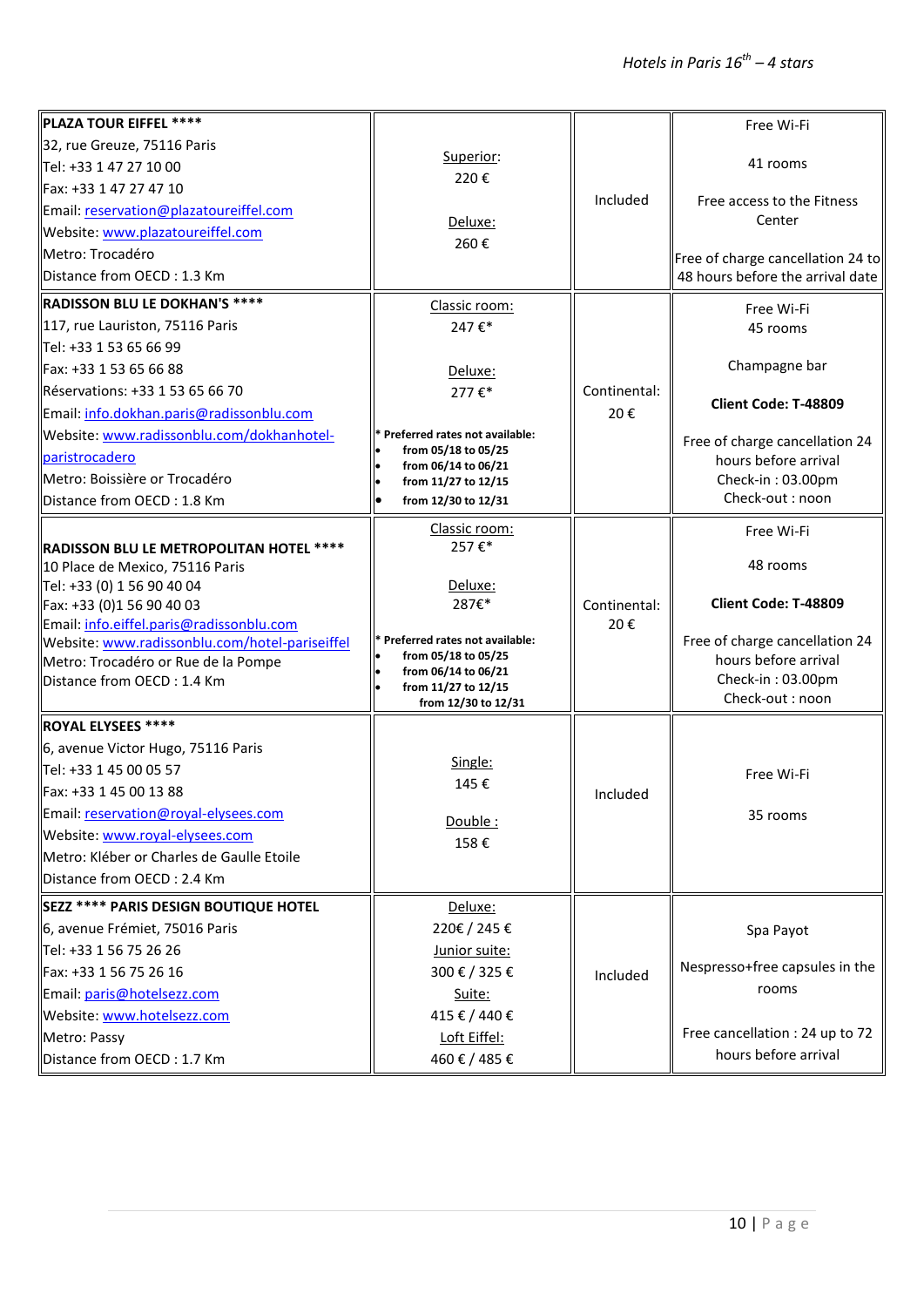*Hotels in Paris 16th – 4 stars*

| | | | |
|---|---|---|---|
| **PLAZA TOUR EIFFEL ******<br>32, rue Greuze, 75116 Paris<br>Tel: +33 1 47 27 10 00<br>Fax: +33 1 47 27 47 10<br>Email: reservation@plazatoureiffel.com<br>Website: www.plazatoureiffel.com<br>Metro: Trocadéro<br>Distance from OECD : 1.3 Km | Superior:<br>220 €<br><br>Deluxe:<br>260 € | Included | Free Wi-Fi<br><br>41 rooms<br><br>Free access to the Fitness Center<br><br>Free of charge cancellation 24 to 48 hours before the arrival date |
| **RADISSON BLU LE DOKHAN'S ******<br>117, rue Lauriston, 75116 Paris<br>Tel: +33 1 53 65 66 99<br>Fax: +33 1 53 65 66 88<br>Réservations: +33 1 53 65 66 70<br>Email: info.dokhan.paris@radissonblu.com<br>Website: www.radissonblu.com/dokhanhotel-paristrocadero<br>Metro: Boissière or Trocadéro<br>Distance from OECD : 1.8 Km | Classic room:<br>247 €*<br><br>Deluxe:<br>277 €*<br><br>**\* Preferred rates not available:**<br>• **from 05/18 to 05/25**<br>• **from 06/14 to 06/21**<br>• **from 11/27 to 12/15**<br>• **from 12/30 to 12/31** | Continental:<br>20 € | Free Wi-Fi<br>45 rooms<br><br>Champagne bar<br><br>**Client Code: T-48809**<br><br>Free of charge cancellation 24 hours before arrival<br>Check-in : 03.00pm<br>Check-out : noon |
| **RADISSON BLU LE METROPOLITAN HOTEL ******<br>10 Place de Mexico, 75116 Paris<br>Tel: +33 (0) 1 56 90 40 04<br>Fax: +33 (0)1 56 90 40 03<br>Email: info.eiffel.paris@radissonblu.com<br>Website: www.radissonblu.com/hotel-pariseiffel<br>Metro: Trocadéro or Rue de la Pompe<br>Distance from OECD : 1.4 Km | Classic room:<br>257 €*<br><br>Deluxe:<br>287€*<br><br>**\* Preferred rates not available:**<br>• **from 05/18 to 05/25**<br>• **from 06/14 to 06/21**<br>• **from 11/27 to 12/15**<br>**from 12/30 to 12/31** | Continental:<br>20 € | Free Wi-Fi<br><br>48 rooms<br><br>**Client Code: T-48809**<br><br>Free of charge cancellation 24 hours before arrival<br>Check-in : 03.00pm<br>Check-out : noon |
| **ROYAL ELYSEES ******<br>6, avenue Victor Hugo, 75116 Paris<br>Tel: +33 1 45 00 05 57<br>Fax: +33 1 45 00 13 88<br>Email: reservation@royal-elysees.com<br>Website: www.royal-elysees.com<br>Metro: Kléber or Charles de Gaulle Etoile<br>Distance from OECD : 2.4 Km | Single:<br>145 €<br><br>Double :<br>158 € | Included | Free Wi-Fi<br><br>35 rooms |
| **SEZZ **** PARIS DESIGN BOUTIQUE HOTEL**<br>6, avenue Frémiet, 75016 Paris<br>Tel: +33 1 56 75 26 26<br>Fax: +33 1 56 75 26 16<br>Email: paris@hotelsezz.com<br>Website: www.hotelsezz.com<br>Metro: Passy<br>Distance from OECD : 1.7 Km | Deluxe:<br>220€ / 245 €<br>Junior suite:<br>300 € / 325 €<br>Suite:<br>415 € / 440 €<br>Loft Eiffel:<br>460 € / 485 € | Included | Spa Payot<br><br>Nespresso+free capsules in the rooms<br><br>Free cancellation : 24 up to 72 hours before arrival |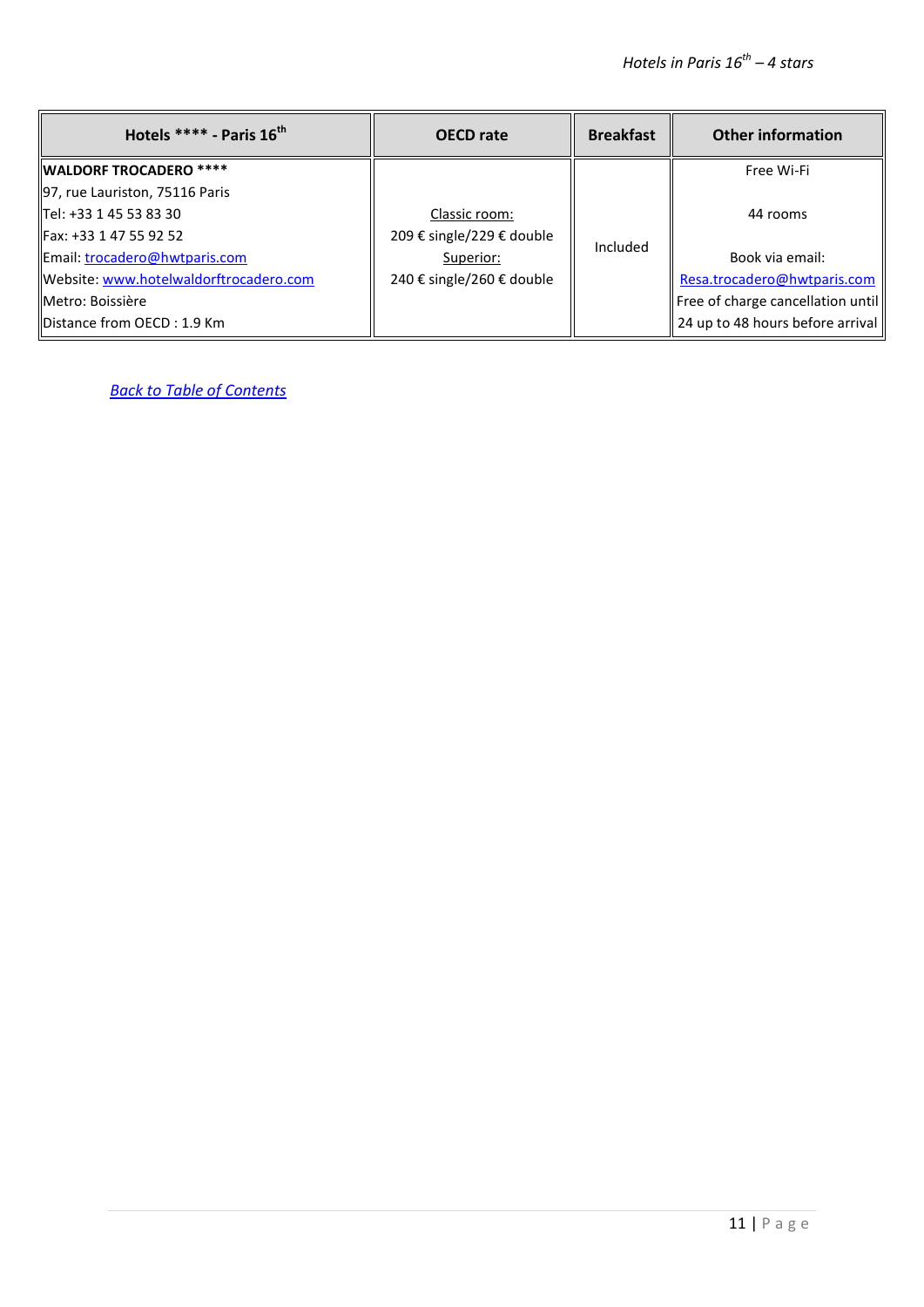| Hotels **** - Paris 16th | OECD rate | Breakfast | Other information |
|---|---|---|---|
| **WALDORF TROCADERO ****** <br>97, rue Lauriston, 75116 Paris<br>Tel: +33 1 45 53 83 30<br>Fax: +33 1 47 55 92 52<br>Email: trocadero@hwtparis.com<br>Website: www.hotelwaldorftrocadero.com<br>Metro: Boissière<br>Distance from OECD : 1.9 Km | Classic room:<br>209 € single/229 € double<br>Superior:<br>240 € single/260 € double | Included | Free Wi-Fi<br><br>44 rooms<br><br>Book via email:<br>Resa.trocadero@hwtparis.com<br>Free of charge cancellation until 24 up to 48 hours before arrival |

*Back to Table of Contents*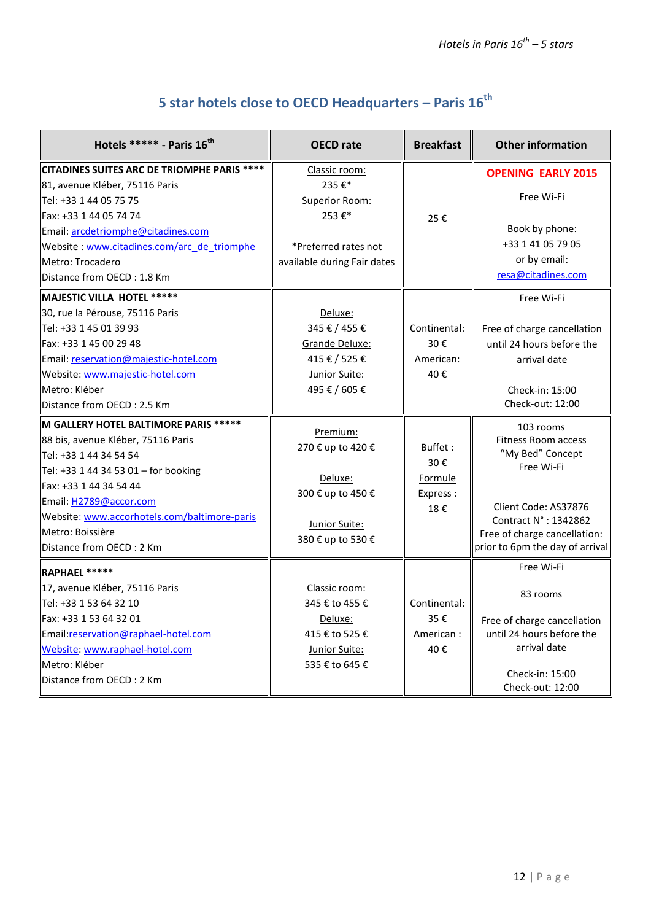# 5 star hotels close to OECD Headquarters – Paris 16th

| Hotels ***** - Paris 16th | OECD rate | Breakfast | Other information |
|---|---|---|---|
| **CITADINES SUITES ARC DE TRIOMPHE PARIS ****** <br> 81, avenue Kléber, 75116 Paris <br> Tel: +33 1 44 05 75 75 <br> Fax: +33 1 44 05 74 74 <br> Email: arcdetriomphe@citadines.com <br> Website : www.citadines.com/arc_de_triomphe <br> Metro: Trocadero <br> Distance from OECD : 1.8 Km | Classic room: <br> 235 €* <br> Superior Room: <br> 253 €* <br><br> *Preferred rates not available during Fair dates | 25 € | **OPENING EARLY 2015** <br> Free Wi-Fi <br><br> Book by phone: <br> +33 1 41 05 79 05 <br> or by email: <br> resa@citadines.com |
| **MAJESTIC VILLA HOTEL ******* <br> 30, rue la Pérouse, 75116 Paris <br> Tel: +33 1 45 01 39 93 <br> Fax: +33 1 45 00 29 48 <br> Email: reservation@majestic-hotel.com <br> Website: www.majestic-hotel.com <br> Metro: Kléber <br> Distance from OECD : 2.5 Km | Deluxe: <br> 345 € / 455 € <br> Grande Deluxe: <br> 415 € / 525 € <br> Junior Suite: <br> 495 € / 605 € | Continental: <br> 30 € <br> American: <br> 40 € | Free Wi-Fi <br><br> Free of charge cancellation until 24 hours before the arrival date <br><br> Check-in: 15:00 <br> Check-out: 12:00 |
| **M GALLERY HOTEL BALTIMORE PARIS ******* <br> 88 bis, avenue Kléber, 75116 Paris <br> Tel: +33 1 44 34 54 54 <br> Tel: +33 1 44 34 53 01 – for booking <br> Fax: +33 1 44 34 54 44 <br> Email: H2789@accor.com <br> Website: www.accorhotels.com/baltimore-paris <br> Metro: Boissière <br> Distance from OECD : 2 Km | Premium: <br> 270 € up to 420 € <br><br> Deluxe: <br> 300 € up to 450 € <br><br> Junior Suite: <br> 380 € up to 530 € | Buffet : <br> 30 € <br> Formule Express : <br> 18 € | 103 rooms <br> Fitness Room access <br> "My Bed" Concept <br> Free Wi-Fi <br><br> Client Code: AS37876 <br> Contract N° : 1342862 <br> Free of charge cancellation: prior to 6pm the day of arrival |
| **RAPHAEL ******* <br> 17, avenue Kléber, 75116 Paris <br> Tel: +33 1 53 64 32 10 <br> Fax: +33 1 53 64 32 01 <br> Email:reservation@raphael-hotel.com <br> Website: www.raphael-hotel.com <br> Metro: Kléber <br> Distance from OECD : 2 Km | Classic room: <br> 345 € to 455 € <br> Deluxe: <br> 415 € to 525 € <br> Junior Suite: <br> 535 € to 645 € | Continental: <br> 35 € <br> American : <br> 40 € | Free Wi-Fi <br><br> 83 rooms <br><br> Free of charge cancellation until 24 hours before the arrival date <br><br> Check-in: 15:00 <br> Check-out: 12:00 |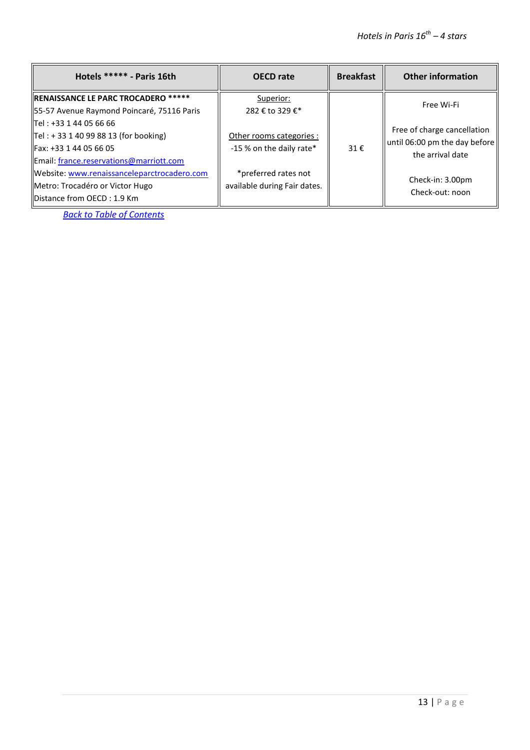| Hotels ***** - Paris 16th | OECD rate | Breakfast | Other information |
|---|---|---|---|
| **RENAISSANCE LE PARC TROCADERO ******* 55-57 Avenue Raymond Poincaré, 75116 Paris Tel : +33 1 44 05 66 66 Tel : + 33 1 40 99 88 13 (for booking) Fax: +33 1 44 05 66 05 Email: france.reservations@marriott.com Website: www.renaissanceleparctrocadero.com Metro: Trocadéro or Victor Hugo Distance from OECD : 1.9 Km | Superior: 282 € to 329 €* Other rooms categories : -15 % on the daily rate* *preferred rates not available during Fair dates. | 31 € | Free Wi-Fi Free of charge cancellation until 06:00 pm the day before the arrival date Check-in: 3.00pm Check-out: noon |

*Back to Table of Contents*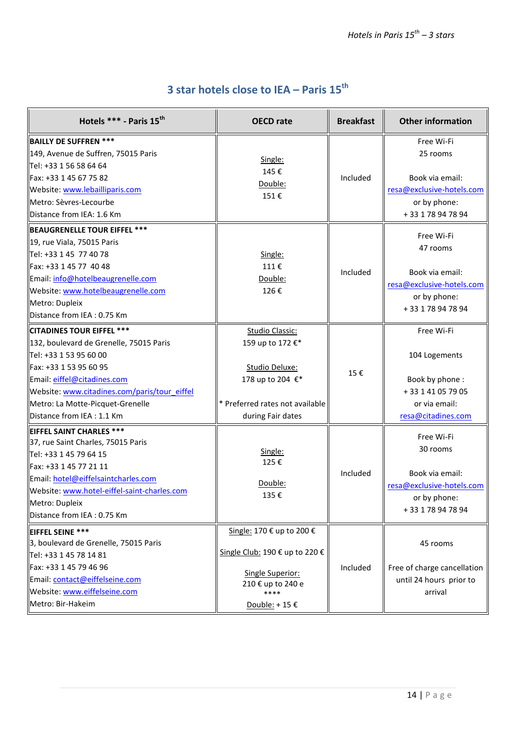## 3 star hotels close to IEA – Paris 15th

| Hotels *** - Paris 15th | OECD rate | Breakfast | Other information |
|---|---|---|---|
| **BAILLY DE SUFFREN ***** <br>149, Avenue de Suffren, 75015 Paris<br>Tel: +33 1 56 58 64 64<br>Fax: +33 1 45 67 75 82<br>Website: www.lebailliparis.com<br>Metro: Sèvres-Lecourbe<br>Distance from IEA: 1.6 Km | Single:<br>145 €<br>Double:<br>151 € | Included | Free Wi-Fi<br>25 rooms<br><br>Book via email:<br>resa@exclusive-hotels.com<br>or by phone:<br>+ 33 1 78 94 78 94 |
| **BEAUGRENELLE TOUR EIFFEL ***** <br>19, rue Viala, 75015 Paris<br>Tel: +33 1 45 77 40 78<br>Fax: +33 1 45 77 40 48<br>Email: info@hotelbeaugrenelle.com<br>Website: www.hotelbeaugrenelle.com<br>Metro: Dupleix<br>Distance from IEA : 0.75 Km | Single:<br>111 €<br>Double:<br>126 € | Included | Free Wi-Fi<br>47 rooms<br><br>Book via email:<br>resa@exclusive-hotels.com<br>or by phone:<br>+ 33 1 78 94 78 94 |
| **CITADINES TOUR EIFFEL ***** <br>132, boulevard de Grenelle, 75015 Paris<br>Tel: +33 1 53 95 60 00<br>Fax: +33 1 53 95 60 95<br>Email: eiffel@citadines.com<br>Website: www.citadines.com/paris/tour_eiffel<br>Metro: La Motte-Picquet-Grenelle<br>Distance from IEA : 1.1 Km | Studio Classic:<br>159 up to 172 €*<br><br>Studio Deluxe:<br>178 up to 204 €*<br><br>* Preferred rates not available during Fair dates | 15 € | Free Wi-Fi<br><br>104 Logements<br><br>Book by phone :<br>+ 33 1 41 05 79 05<br>or via email:<br>resa@citadines.com |
| **EIFFEL SAINT CHARLES ***** <br>37, rue Saint Charles, 75015 Paris<br>Tel: +33 1 45 79 64 15<br>Fax: +33 1 45 77 21 11<br>Email: hotel@eiffelsaintcharles.com<br>Website: www.hotel-eiffel-saint-charles.com<br>Metro: Dupleix<br>Distance from IEA : 0.75 Km | Single:<br>125 €<br><br>Double:<br>135 € | Included | Free Wi-Fi<br>30 rooms<br><br>Book via email:<br>resa@exclusive-hotels.com<br>or by phone:<br>+ 33 1 78 94 78 94 |
| **EIFFEL SEINE ***** <br>3, boulevard de Grenelle, 75015 Paris<br>Tel: +33 1 45 78 14 81<br>Fax: +33 1 45 79 46 96<br>Email: contact@eiffelseine.com<br>Website: www.eiffelseine.com<br>Metro: Bir-Hakeim | Single: 170 € up to 200 €<br><br>Single Club: 190 € up to 220 €<br><br>Single Superior:<br>210 € up to 240 e<br>****<br>Double: + 15 € | Included | 45 rooms<br><br>Free of charge cancellation until 24 hours prior to arrival |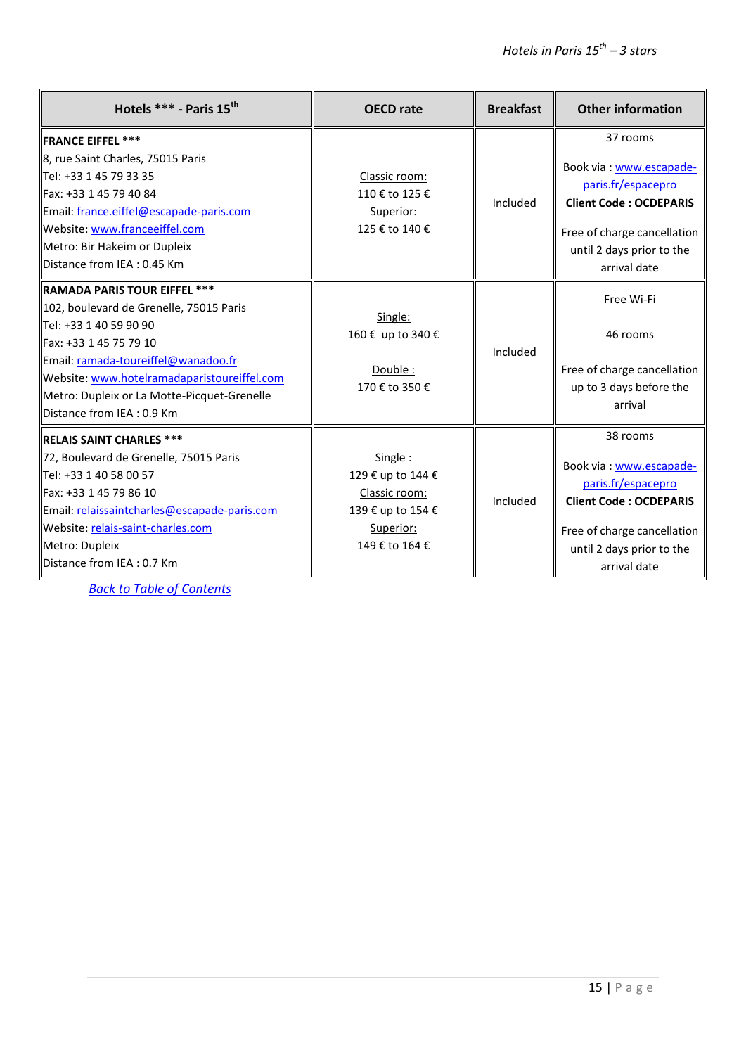| Hotels *** - Paris 15th | OECD rate | Breakfast | Other information |
|---|---|---|---|
| **FRANCE EIFFEL *****<br>8, rue Saint Charles, 75015 Paris<br>Tel: +33 1 45 79 33 35<br>Fax: +33 1 45 79 40 84<br>Email: france.eiffel@escapade-paris.com<br>Website: www.franceeiffel.com<br>Metro: Bir Hakeim or Dupleix<br>Distance from IEA : 0.45 Km | Classic room:<br>110 € to 125 €<br>Superior:<br>125 € to 140 € | Included | 37 rooms<br><br>Book via : www.escapade-paris.fr/espacepro<br>**Client Code : OCDEPARIS**<br><br>Free of charge cancellation until 2 days prior to the arrival date |
| **RAMADA PARIS TOUR EIFFEL *****<br>102, boulevard de Grenelle, 75015 Paris<br>Tel: +33 1 40 59 90 90<br>Fax: +33 1 45 75 79 10<br>Email: ramada-toureiffel@wanadoo.fr<br>Website: www.hotelramadaparistoureiffel.com<br>Metro: Dupleix or La Motte-Picquet-Grenelle<br>Distance from IEA : 0.9 Km | Single:<br>160 € up to 340 €<br><br>Double :<br>170 € to 350 € | Included | Free Wi-Fi<br><br>46 rooms<br><br>Free of charge cancellation up to 3 days before the arrival |
| **RELAIS SAINT CHARLES *****<br>72, Boulevard de Grenelle, 75015 Paris<br>Tel: +33 1 40 58 00 57<br>Fax: +33 1 45 79 86 10<br>Email: relaissaintcharles@escapade-paris.com<br>Website: relais-saint-charles.com<br>Metro: Dupleix<br>Distance from IEA : 0.7 Km | Single :<br>129 € up to 144 €<br>Classic room:<br>139 € up to 154 €<br>Superior:<br>149 € to 164 € | Included | 38 rooms<br><br>Book via : www.escapade-paris.fr/espacepro<br>**Client Code : OCDEPARIS**<br><br>Free of charge cancellation until 2 days prior to the arrival date |

*Back to Table of Contents*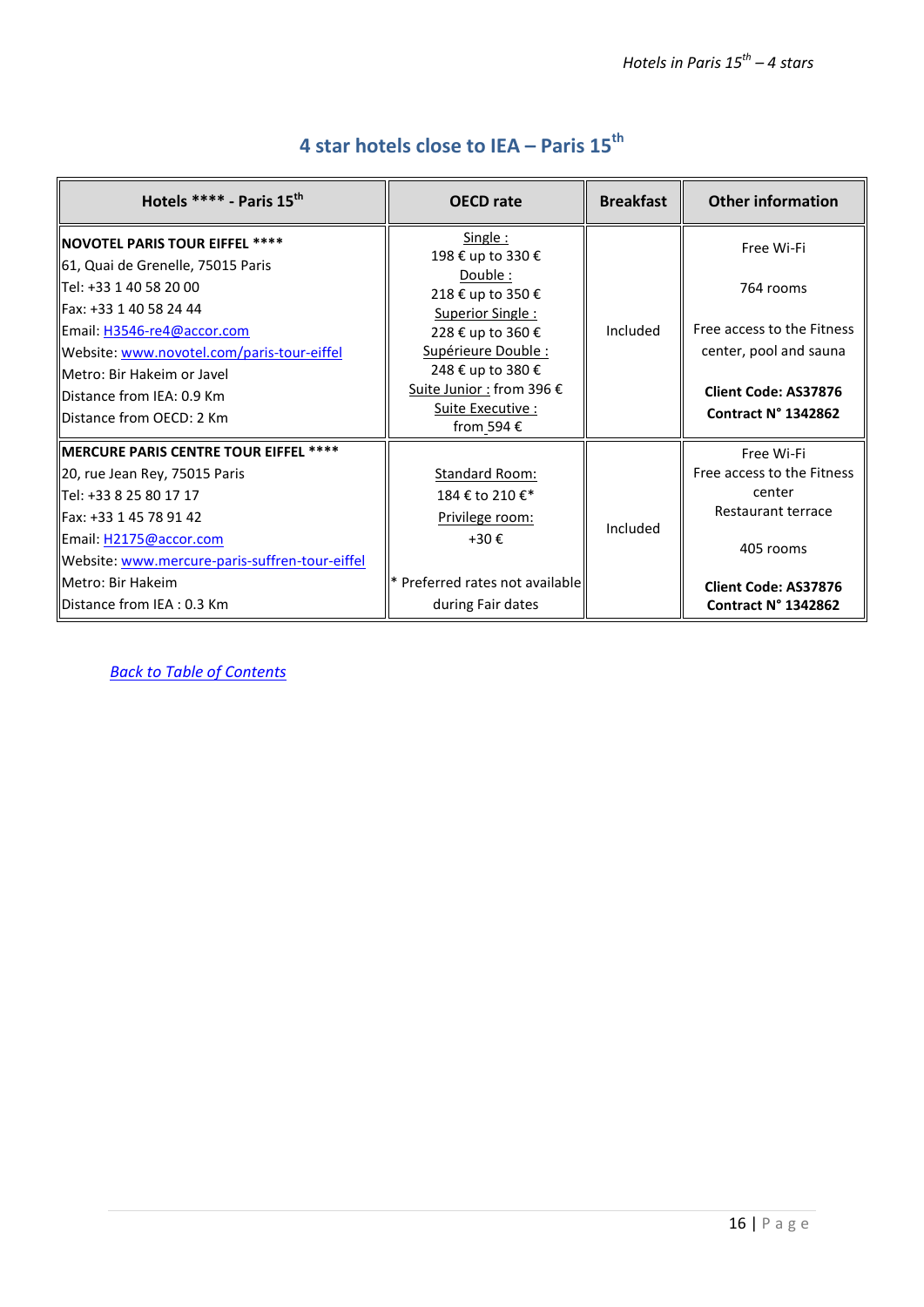## 4 star hotels close to IEA – Paris 15th

| Hotels **** - Paris 15th | OECD rate | Breakfast | Other information |
|---|---|---|---|
| **NOVOTEL PARIS TOUR EIFFEL ****** <br> 61, Quai de Grenelle, 75015 Paris <br> Tel: +33 1 40 58 20 00 <br> Fax: +33 1 40 58 24 44 <br> Email: H3546-re4@accor.com <br> Website: www.novotel.com/paris-tour-eiffel <br> Metro: Bir Hakeim or Javel <br> Distance from IEA: 0.9 Km <br> Distance from OECD: 2 Km | Single : <br> 198 € up to 330 € <br> Double : <br> 218 € up to 350 € <br> Superior Single : <br> 228 € up to 360 € <br> Supérieure Double : <br> 248 € up to 380 € <br> Suite Junior : from 396 € <br> Suite Executive : <br> from 594 € | Included | Free Wi-Fi <br> 764 rooms <br> Free access to the Fitness center, pool and sauna <br> **Client Code: AS37876** <br> **Contract N° 1342862** |
| **MERCURE PARIS CENTRE TOUR EIFFEL ****** <br> 20, rue Jean Rey, 75015 Paris <br> Tel: +33 8 25 80 17 17 <br> Fax: +33 1 45 78 91 42 <br> Email: H2175@accor.com <br> Website: www.mercure-paris-suffren-tour-eiffel <br> Metro: Bir Hakeim <br> Distance from IEA : 0.3 Km | Standard Room: <br> 184 € to 210 €* <br> Privilege room: <br> +30 € <br> * Preferred rates not available during Fair dates | Included | Free Wi-Fi <br> Free access to the Fitness center <br> Restaurant terrace <br> 405 rooms <br> **Client Code: AS37876** <br> **Contract N° 1342862** |

*Back to Table of Contents*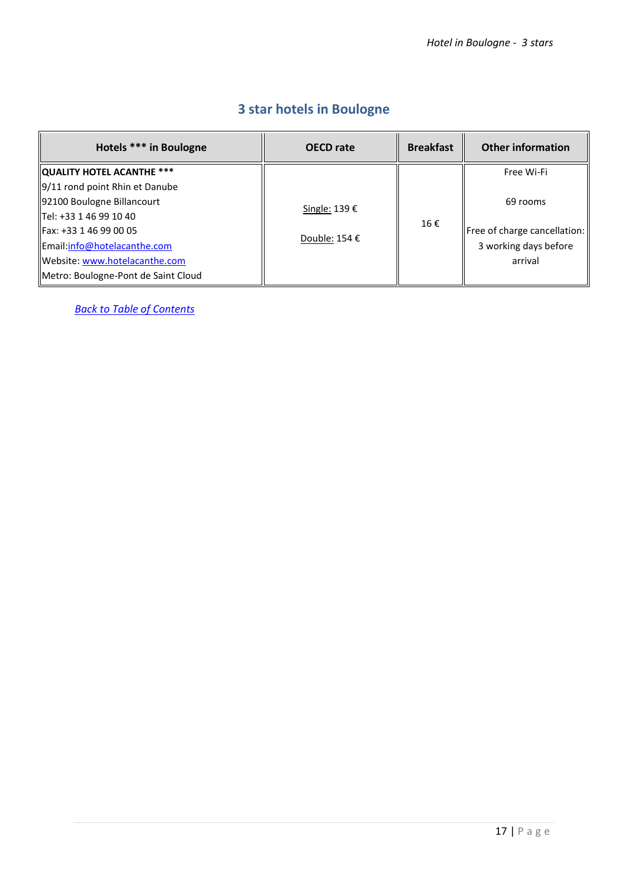## 3 star hotels in Boulogne

| Hotels *** in Boulogne | OECD rate | Breakfast | Other information |
|---|---|---|---|
| **QUALITY HOTEL ACANTHE ***<br>9/11 rond point Rhin et Danube<br>92100 Boulogne Billancourt<br>Tel: +33 1 46 99 10 40<br>Fax: +33 1 46 99 00 05<br>Email:[info@hotelacanthe.com](mailto:info@hotelacanthe.com)<br>Website: [www.hotelacanthe.com](http://www.hotelacanthe.com)<br>Metro: Boulogne-Pont de Saint Cloud | Single: 139 €<br><br>Double: 154 € | 16 € | Free Wi-Fi<br><br>69 rooms<br><br>Free of charge cancellation: 3 working days before arrival |

*Back to Table of Contents*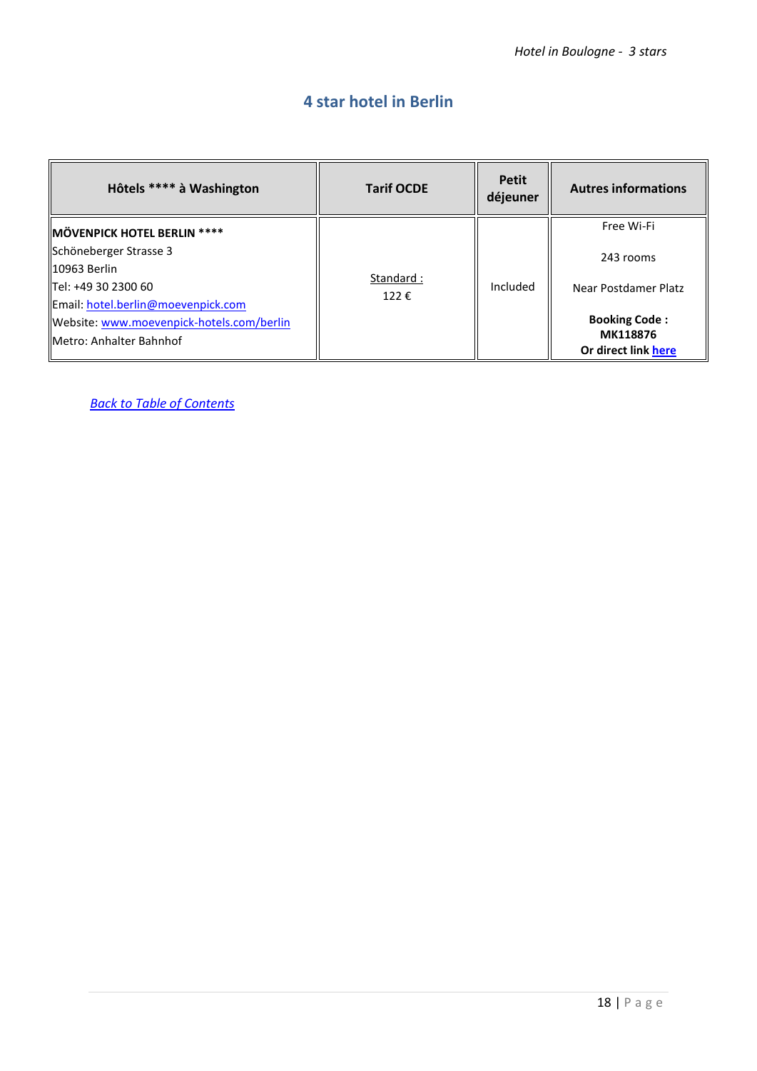## 4 star hotel in Berlin

| Hôtels **** à Washington | Tarif OCDE | Petit déjeuner | Autres informations |
|---|---|---|---|
| **MÖVENPICK HOTEL BERLIN ****** <br> Schöneberger Strasse 3 <br> 10963 Berlin <br> Tel: +49 30 2300 60 <br> Email: hotel.berlin@moevenpick.com <br> Website: www.moevenpick-hotels.com/berlin <br> Metro: Anhalter Bahnhof | Standard : <br> 122 € | Included | Free Wi-Fi <br> 243 rooms <br> Near Postdamer Platz <br> **Booking Code : MK118876** <br> **Or direct link here** |

*Back to Table of Contents*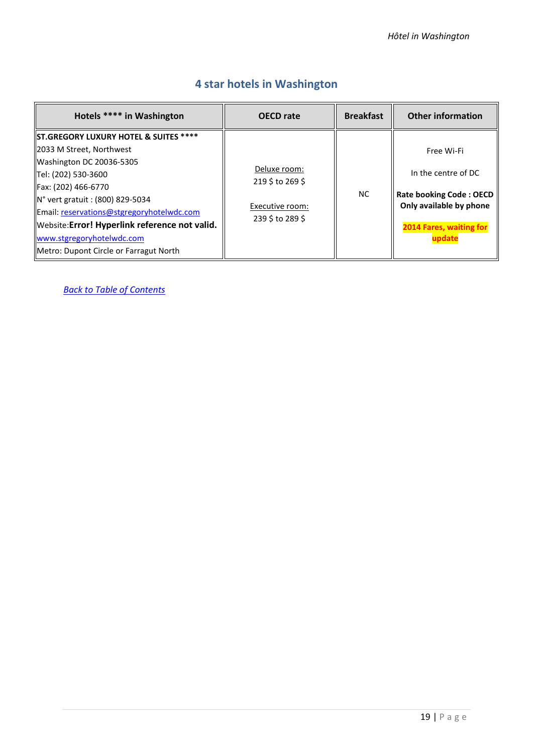## 4 star hotels in Washington

| Hotels **** in Washington | OECD rate | Breakfast | Other information |
|---|---|---|---|
| **ST.GREGORY LUXURY HOTEL & SUITES ****<br>2033 M Street, Northwest<br>Washington DC 20036-5305<br>Tel: (202) 530-3600<br>Fax: (202) 466-6770<br>N° vert gratuit : (800) 829-5034<br>Email: reservations@stgregoryhotelwdc.com<br>Website:**Error! Hyperlink reference not valid.**<br>www.stgregoryhotelwdc.com<br>Metro: Dupont Circle or Farragut North | Deluxe room:<br>219 $ to 269 $<br><br>Executive room:<br>239 $ to 289 $ | NC | Free Wi-Fi<br><br>In the centre of DC<br><br>**Rate booking Code : OECD Only available by phone**<br><br>**2014 Fares, waiting for update** |

*Back to Table of Contents*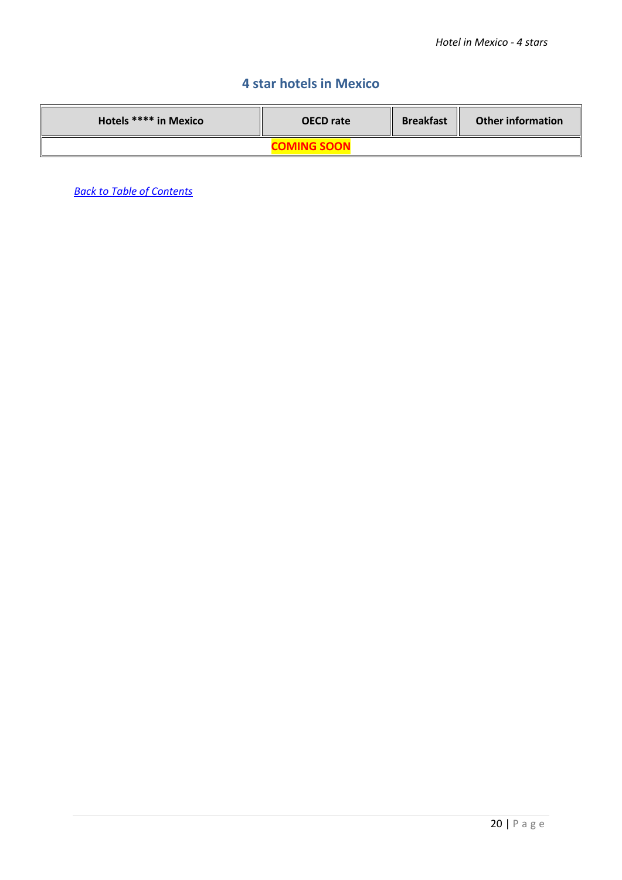## 4 star hotels in Mexico

| Hotels **** in Mexico | OECD rate | Breakfast | Other information |
|---|---|---|---|
| **COMING SOON** | | | |

*[Back to Table of Contents]*